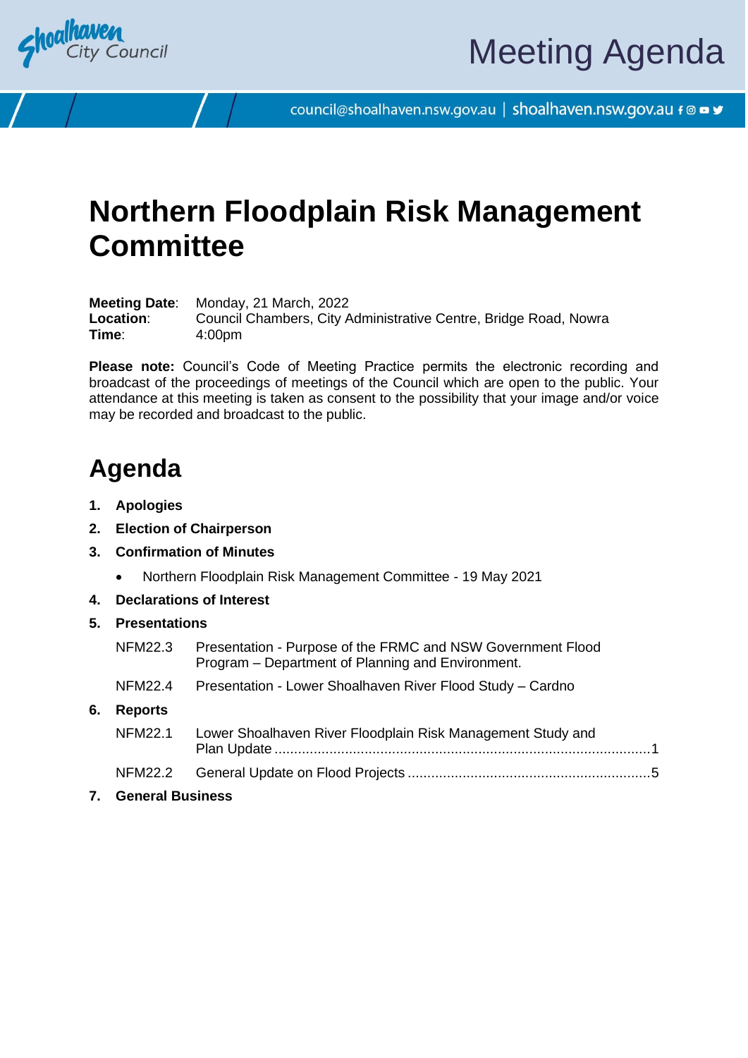Shoalhaven City Council

# Meeting Agenda

council@shoalhaven.nsw.gov.au | shoalhaven.nsw.gov.au

# Northern Floodplain Risk Management Committee

**Meeting Date**: Monday, 21 March, 2022
**Location**: Council Chambers, City Administrative Centre, Bridge Road, Nowra
**Time**: 4:00pm

**Please note:** Council's Code of Meeting Practice permits the electronic recording and broadcast of the proceedings of meetings of the Council which are open to the public. Your attendance at this meeting is taken as consent to the possibility that your image and/or voice may be recorded and broadcast to the public.

## Agenda

1. **Apologies**
2. **Election of Chairperson**
3. **Confirmation of Minutes**
   - Northern Floodplain Risk Management Committee - 19 May 2021
4. **Declarations of Interest**
5. **Presentations**

   NFM22.3 Presentation - Purpose of the FRMC and NSW Government Flood Program – Department of Planning and Environment.

   NFM22.4 Presentation - Lower Shoalhaven River Flood Study – Cardno
6. **Reports**

   NFM22.1 Lower Shoalhaven River Floodplain Risk Management Study and Plan Update ....... 1

   NFM22.2 General Update on Flood Projects ....... 5
7. **General Business**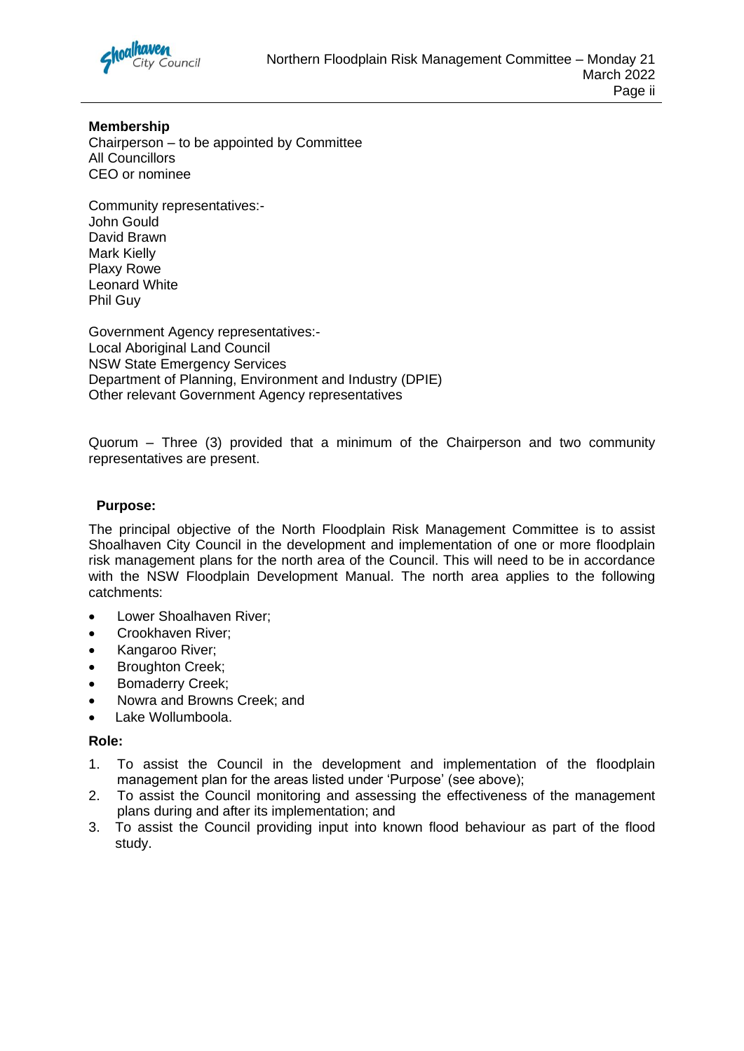**Membership**
Chairperson – to be appointed by Committee
All Councillors
CEO or nominee

Community representatives:-
John Gould
David Brawn
Mark Kielly
Plaxy Rowe
Leonard White
Phil Guy

Government Agency representatives:-
Local Aboriginal Land Council
NSW State Emergency Services
Department of Planning, Environment and Industry (DPIE)
Other relevant Government Agency representatives

Quorum – Three (3) provided that a minimum of the Chairperson and two community representatives are present.

**Purpose:**

The principal objective of the North Floodplain Risk Management Committee is to assist Shoalhaven City Council in the development and implementation of one or more floodplain risk management plans for the north area of the Council. This will need to be in accordance with the NSW Floodplain Development Manual. The north area applies to the following catchments:

- Lower Shoalhaven River;
- Crookhaven River;
- Kangaroo River;
- Broughton Creek;
- Bomaderry Creek;
- Nowra and Browns Creek; and
- Lake Wollumboola.

**Role:**

1. To assist the Council in the development and implementation of the floodplain management plan for the areas listed under 'Purpose' (see above);
2. To assist the Council monitoring and assessing the effectiveness of the management plans during and after its implementation; and
3. To assist the Council providing input into known flood behaviour as part of the flood study.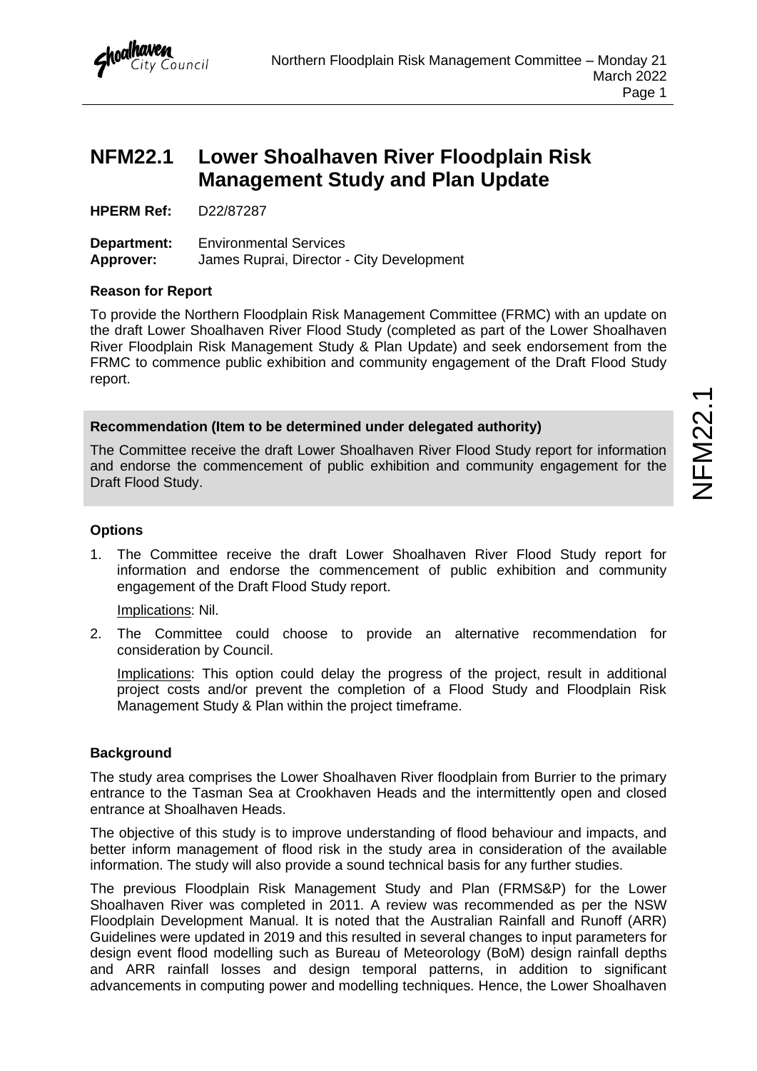# NFM22.1 Lower Shoalhaven River Floodplain Risk Management Study and Plan Update

**HPERM Ref:** D22/87287

**Department:** Environmental Services
**Approver:** James Ruprai, Director - City Development

### Reason for Report

To provide the Northern Floodplain Risk Management Committee (FRMC) with an update on the draft Lower Shoalhaven River Flood Study (completed as part of the Lower Shoalhaven River Floodplain Risk Management Study & Plan Update) and seek endorsement from the FRMC to commence public exhibition and community engagement of the Draft Flood Study report.

### Recommendation (Item to be determined under delegated authority)

The Committee receive the draft Lower Shoalhaven River Flood Study report for information and endorse the commencement of public exhibition and community engagement for the Draft Flood Study.

### Options

1. The Committee receive the draft Lower Shoalhaven River Flood Study report for information and endorse the commencement of public exhibition and community engagement of the Draft Flood Study report.

   Implications: Nil.

2. The Committee could choose to provide an alternative recommendation for consideration by Council.

   Implications: This option could delay the progress of the project, result in additional project costs and/or prevent the completion of a Flood Study and Floodplain Risk Management Study & Plan within the project timeframe.

### Background

The study area comprises the Lower Shoalhaven River floodplain from Burrier to the primary entrance to the Tasman Sea at Crookhaven Heads and the intermittently open and closed entrance at Shoalhaven Heads.

The objective of this study is to improve understanding of flood behaviour and impacts, and better inform management of flood risk in the study area in consideration of the available information. The study will also provide a sound technical basis for any further studies.

The previous Floodplain Risk Management Study and Plan (FRMS&P) for the Lower Shoalhaven River was completed in 2011. A review was recommended as per the NSW Floodplain Development Manual. It is noted that the Australian Rainfall and Runoff (ARR) Guidelines were updated in 2019 and this resulted in several changes to input parameters for design event flood modelling such as Bureau of Meteorology (BoM) design rainfall depths and ARR rainfall losses and design temporal patterns, in addition to significant advancements in computing power and modelling techniques. Hence, the Lower Shoalhaven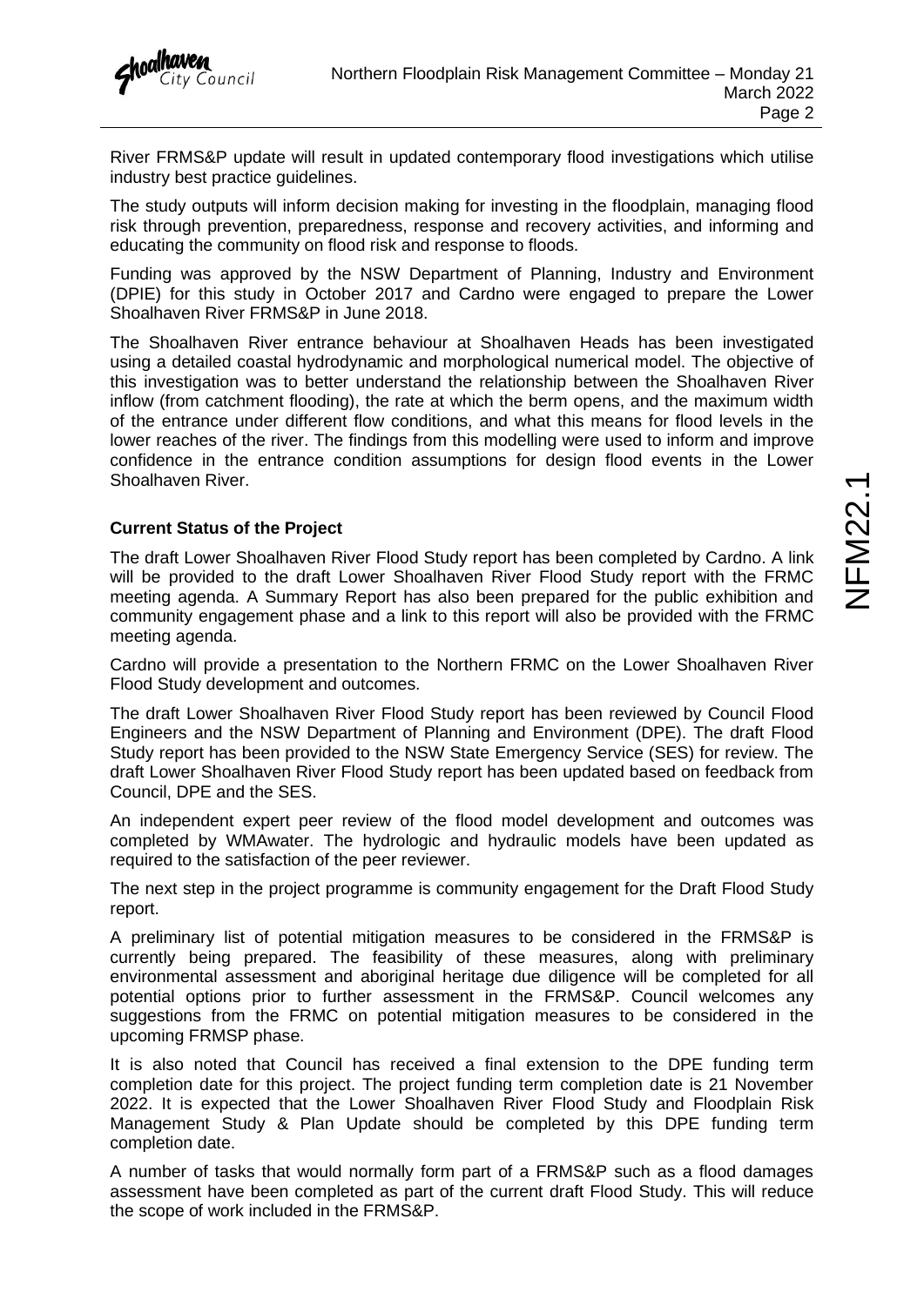River FRMS&P update will result in updated contemporary flood investigations which utilise industry best practice guidelines.

The study outputs will inform decision making for investing in the floodplain, managing flood risk through prevention, preparedness, response and recovery activities, and informing and educating the community on flood risk and response to floods.

Funding was approved by the NSW Department of Planning, Industry and Environment (DPIE) for this study in October 2017 and Cardno were engaged to prepare the Lower Shoalhaven River FRMS&P in June 2018.

The Shoalhaven River entrance behaviour at Shoalhaven Heads has been investigated using a detailed coastal hydrodynamic and morphological numerical model. The objective of this investigation was to better understand the relationship between the Shoalhaven River inflow (from catchment flooding), the rate at which the berm opens, and the maximum width of the entrance under different flow conditions, and what this means for flood levels in the lower reaches of the river. The findings from this modelling were used to inform and improve confidence in the entrance condition assumptions for design flood events in the Lower Shoalhaven River.

**Current Status of the Project**

The draft Lower Shoalhaven River Flood Study report has been completed by Cardno. A link will be provided to the draft Lower Shoalhaven River Flood Study report with the FRMC meeting agenda. A Summary Report has also been prepared for the public exhibition and community engagement phase and a link to this report will also be provided with the FRMC meeting agenda.

Cardno will provide a presentation to the Northern FRMC on the Lower Shoalhaven River Flood Study development and outcomes.

The draft Lower Shoalhaven River Flood Study report has been reviewed by Council Flood Engineers and the NSW Department of Planning and Environment (DPE). The draft Flood Study report has been provided to the NSW State Emergency Service (SES) for review. The draft Lower Shoalhaven River Flood Study report has been updated based on feedback from Council, DPE and the SES.

An independent expert peer review of the flood model development and outcomes was completed by WMAwater. The hydrologic and hydraulic models have been updated as required to the satisfaction of the peer reviewer.

The next step in the project programme is community engagement for the Draft Flood Study report.

A preliminary list of potential mitigation measures to be considered in the FRMS&P is currently being prepared. The feasibility of these measures, along with preliminary environmental assessment and aboriginal heritage due diligence will be completed for all potential options prior to further assessment in the FRMS&P. Council welcomes any suggestions from the FRMC on potential mitigation measures to be considered in the upcoming FRMSP phase.

It is also noted that Council has received a final extension to the DPE funding term completion date for this project. The project funding term completion date is 21 November 2022. It is expected that the Lower Shoalhaven River Flood Study and Floodplain Risk Management Study & Plan Update should be completed by this DPE funding term completion date.

A number of tasks that would normally form part of a FRMS&P such as a flood damages assessment have been completed as part of the current draft Flood Study. This will reduce the scope of work included in the FRMS&P.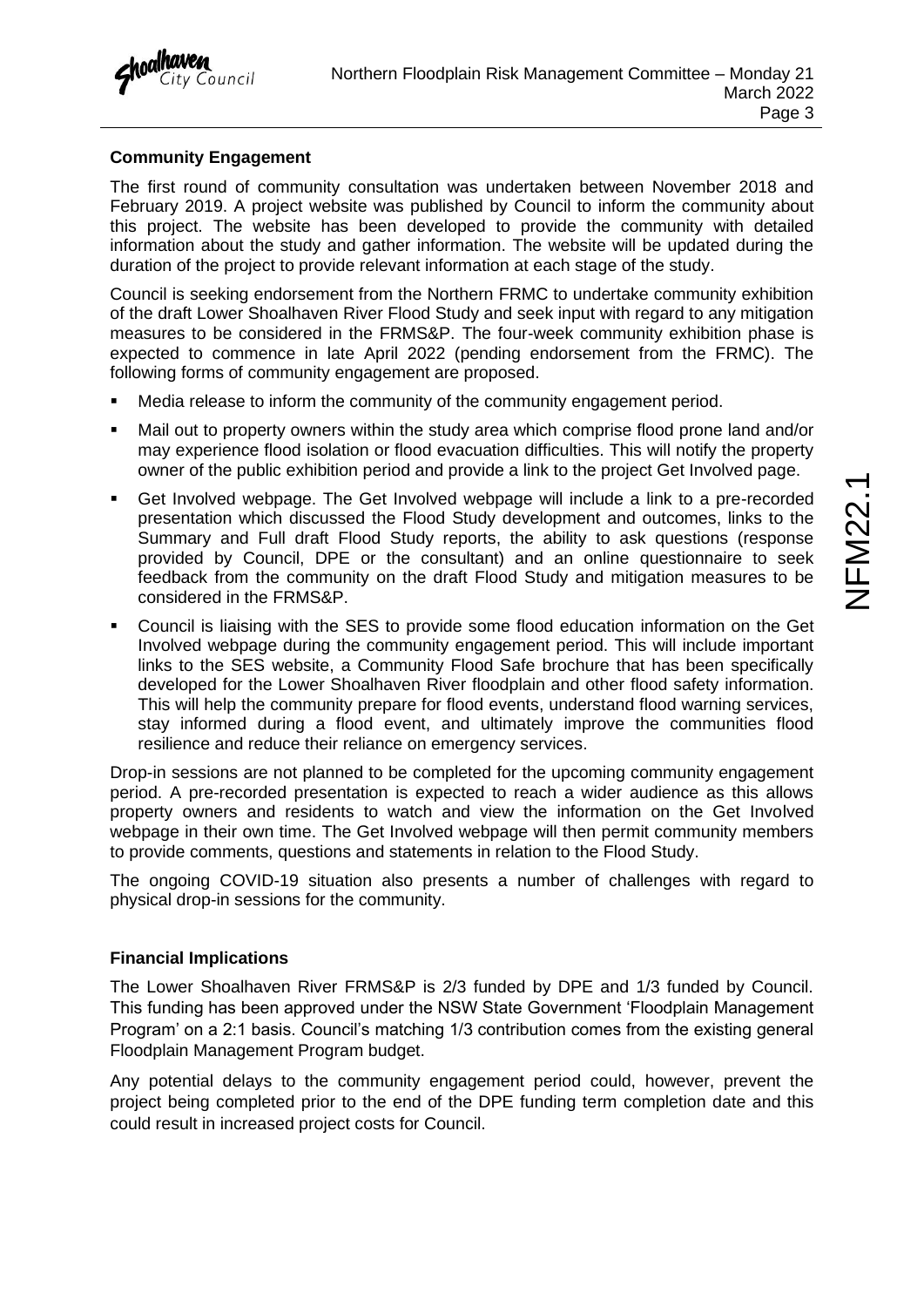**Community Engagement**

The first round of community consultation was undertaken between November 2018 and February 2019. A project website was published by Council to inform the community about this project. The website has been developed to provide the community with detailed information about the study and gather information. The website will be updated during the duration of the project to provide relevant information at each stage of the study.

Council is seeking endorsement from the Northern FRMC to undertake community exhibition of the draft Lower Shoalhaven River Flood Study and seek input with regard to any mitigation measures to be considered in the FRMS&P. The four-week community exhibition phase is expected to commence in late April 2022 (pending endorsement from the FRMC). The following forms of community engagement are proposed.

- Media release to inform the community of the community engagement period.
- Mail out to property owners within the study area which comprise flood prone land and/or may experience flood isolation or flood evacuation difficulties. This will notify the property owner of the public exhibition period and provide a link to the project Get Involved page.
- Get Involved webpage. The Get Involved webpage will include a link to a pre-recorded presentation which discussed the Flood Study development and outcomes, links to the Summary and Full draft Flood Study reports, the ability to ask questions (response provided by Council, DPE or the consultant) and an online questionnaire to seek feedback from the community on the draft Flood Study and mitigation measures to be considered in the FRMS&P.
- Council is liaising with the SES to provide some flood education information on the Get Involved webpage during the community engagement period. This will include important links to the SES website, a Community Flood Safe brochure that has been specifically developed for the Lower Shoalhaven River floodplain and other flood safety information. This will help the community prepare for flood events, understand flood warning services, stay informed during a flood event, and ultimately improve the communities flood resilience and reduce their reliance on emergency services.

Drop-in sessions are not planned to be completed for the upcoming community engagement period. A pre-recorded presentation is expected to reach a wider audience as this allows property owners and residents to watch and view the information on the Get Involved webpage in their own time. The Get Involved webpage will then permit community members to provide comments, questions and statements in relation to the Flood Study.

The ongoing COVID-19 situation also presents a number of challenges with regard to physical drop-in sessions for the community.

**Financial Implications**

The Lower Shoalhaven River FRMS&P is 2/3 funded by DPE and 1/3 funded by Council. This funding has been approved under the NSW State Government 'Floodplain Management Program' on a 2:1 basis. Council's matching 1/3 contribution comes from the existing general Floodplain Management Program budget.

Any potential delays to the community engagement period could, however, prevent the project being completed prior to the end of the DPE funding term completion date and this could result in increased project costs for Council.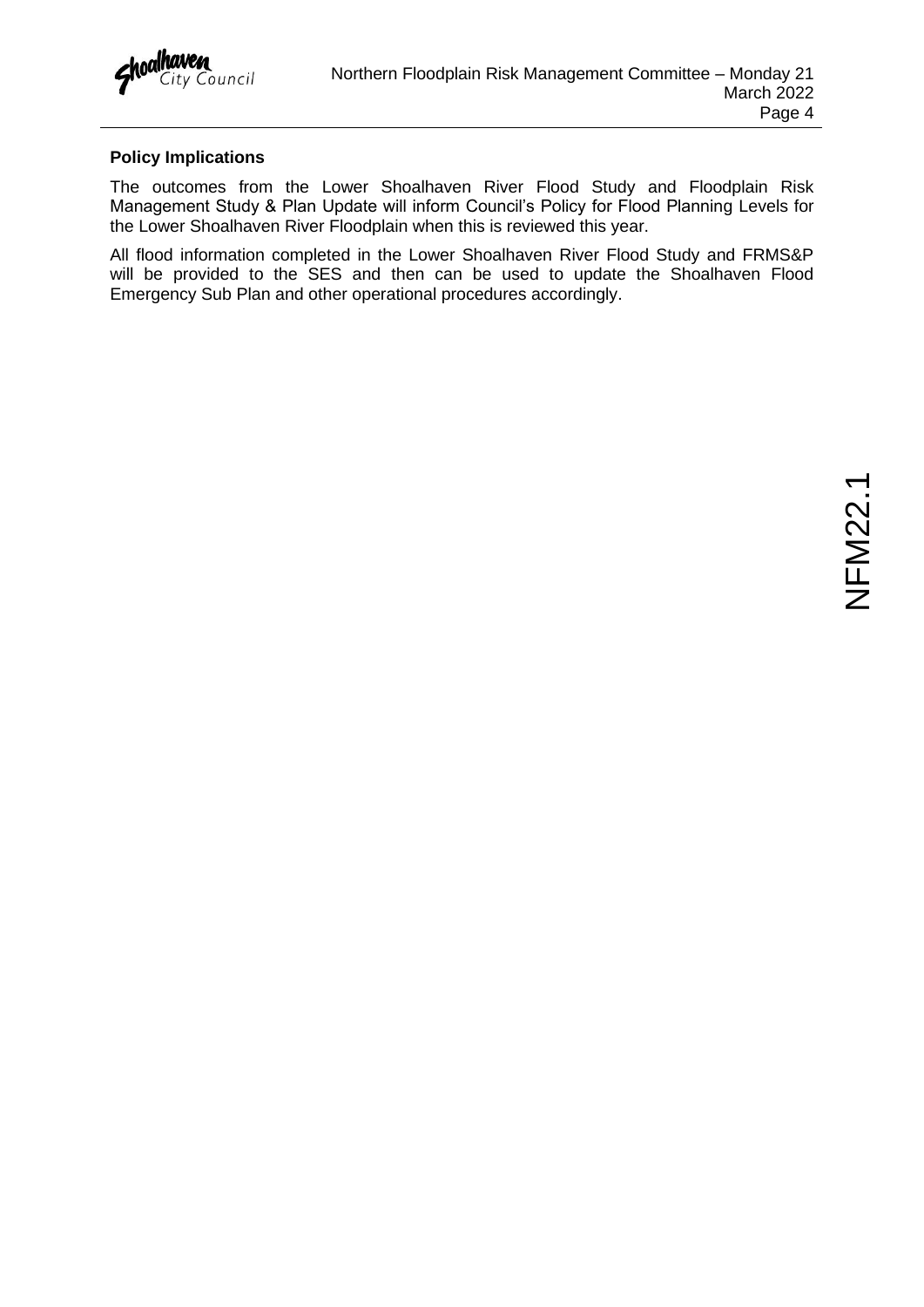**Policy Implications**

The outcomes from the Lower Shoalhaven River Flood Study and Floodplain Risk Management Study & Plan Update will inform Council's Policy for Flood Planning Levels for the Lower Shoalhaven River Floodplain when this is reviewed this year.

All flood information completed in the Lower Shoalhaven River Flood Study and FRMS&P will be provided to the SES and then can be used to update the Shoalhaven Flood Emergency Sub Plan and other operational procedures accordingly.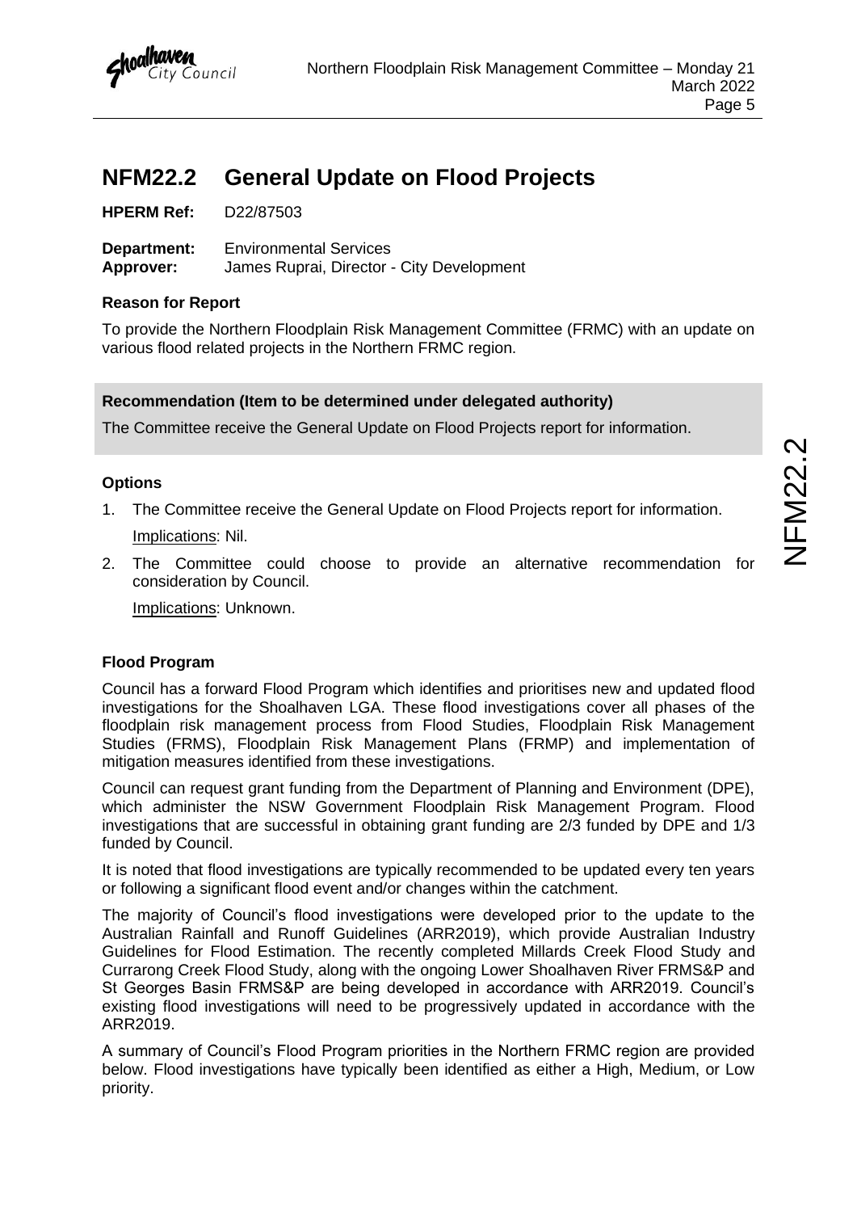# NFM22.2 General Update on Flood Projects

**HPERM Ref:** D22/87503

**Department:** Environmental Services
**Approver:** James Ruprai, Director - City Development

### Reason for Report

To provide the Northern Floodplain Risk Management Committee (FRMC) with an update on various flood related projects in the Northern FRMC region.

### Recommendation (Item to be determined under delegated authority)

The Committee receive the General Update on Flood Projects report for information.

### Options

1. The Committee receive the General Update on Flood Projects report for information.

   Implications: Nil.

2. The Committee could choose to provide an alternative recommendation for consideration by Council.

   Implications: Unknown.

### Flood Program

Council has a forward Flood Program which identifies and prioritises new and updated flood investigations for the Shoalhaven LGA. These flood investigations cover all phases of the floodplain risk management process from Flood Studies, Floodplain Risk Management Studies (FRMS), Floodplain Risk Management Plans (FRMP) and implementation of mitigation measures identified from these investigations.

Council can request grant funding from the Department of Planning and Environment (DPE), which administer the NSW Government Floodplain Risk Management Program. Flood investigations that are successful in obtaining grant funding are 2/3 funded by DPE and 1/3 funded by Council.

It is noted that flood investigations are typically recommended to be updated every ten years or following a significant flood event and/or changes within the catchment.

The majority of Council's flood investigations were developed prior to the update to the Australian Rainfall and Runoff Guidelines (ARR2019), which provide Australian Industry Guidelines for Flood Estimation. The recently completed Millards Creek Flood Study and Currarong Creek Flood Study, along with the ongoing Lower Shoalhaven River FRMS&P and St Georges Basin FRMS&P are being developed in accordance with ARR2019. Council's existing flood investigations will need to be progressively updated in accordance with the ARR2019.

A summary of Council's Flood Program priorities in the Northern FRMC region are provided below. Flood investigations have typically been identified as either a High, Medium, or Low priority.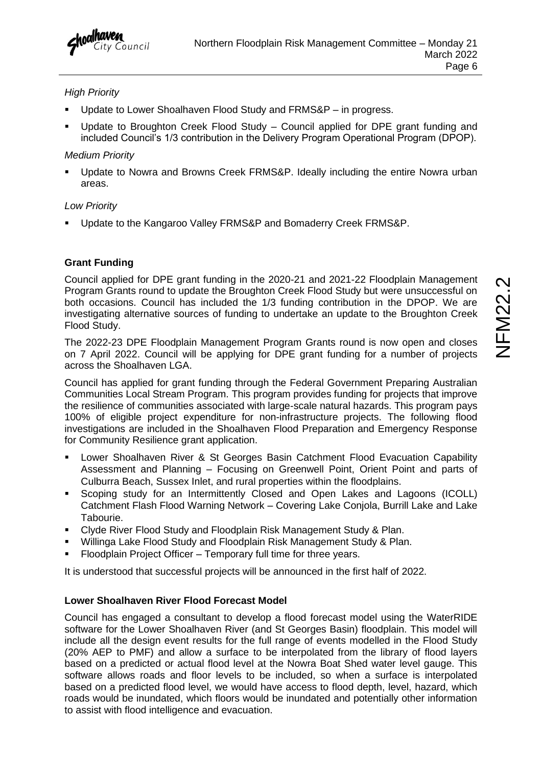*High Priority*

- Update to Lower Shoalhaven Flood Study and FRMS&P – in progress.
- Update to Broughton Creek Flood Study – Council applied for DPE grant funding and included Council's 1/3 contribution in the Delivery Program Operational Program (DPOP).

*Medium Priority*

- Update to Nowra and Browns Creek FRMS&P. Ideally including the entire Nowra urban areas.

*Low Priority*

- Update to the Kangaroo Valley FRMS&P and Bomaderry Creek FRMS&P.

**Grant Funding**

Council applied for DPE grant funding in the 2020-21 and 2021-22 Floodplain Management Program Grants round to update the Broughton Creek Flood Study but were unsuccessful on both occasions. Council has included the 1/3 funding contribution in the DPOP. We are investigating alternative sources of funding to undertake an update to the Broughton Creek Flood Study.

The 2022-23 DPE Floodplain Management Program Grants round is now open and closes on 7 April 2022. Council will be applying for DPE grant funding for a number of projects across the Shoalhaven LGA.

Council has applied for grant funding through the Federal Government Preparing Australian Communities Local Stream Program. This program provides funding for projects that improve the resilience of communities associated with large-scale natural hazards. This program pays 100% of eligible project expenditure for non-infrastructure projects. The following flood investigations are included in the Shoalhaven Flood Preparation and Emergency Response for Community Resilience grant application.

- Lower Shoalhaven River & St Georges Basin Catchment Flood Evacuation Capability Assessment and Planning – Focusing on Greenwell Point, Orient Point and parts of Culburra Beach, Sussex Inlet, and rural properties within the floodplains.
- Scoping study for an Intermittently Closed and Open Lakes and Lagoons (ICOLL) Catchment Flash Flood Warning Network – Covering Lake Conjola, Burrill Lake and Lake Tabourie.
- Clyde River Flood Study and Floodplain Risk Management Study & Plan.
- Willinga Lake Flood Study and Floodplain Risk Management Study & Plan.
- Floodplain Project Officer – Temporary full time for three years.

It is understood that successful projects will be announced in the first half of 2022.

**Lower Shoalhaven River Flood Forecast Model**

Council has engaged a consultant to develop a flood forecast model using the WaterRIDE software for the Lower Shoalhaven River (and St Georges Basin) floodplain. This model will include all the design event results for the full range of events modelled in the Flood Study (20% AEP to PMF) and allow a surface to be interpolated from the library of flood layers based on a predicted or actual flood level at the Nowra Boat Shed water level gauge. This software allows roads and floor levels to be included, so when a surface is interpolated based on a predicted flood level, we would have access to flood depth, level, hazard, which roads would be inundated, which floors would be inundated and potentially other information to assist with flood intelligence and evacuation.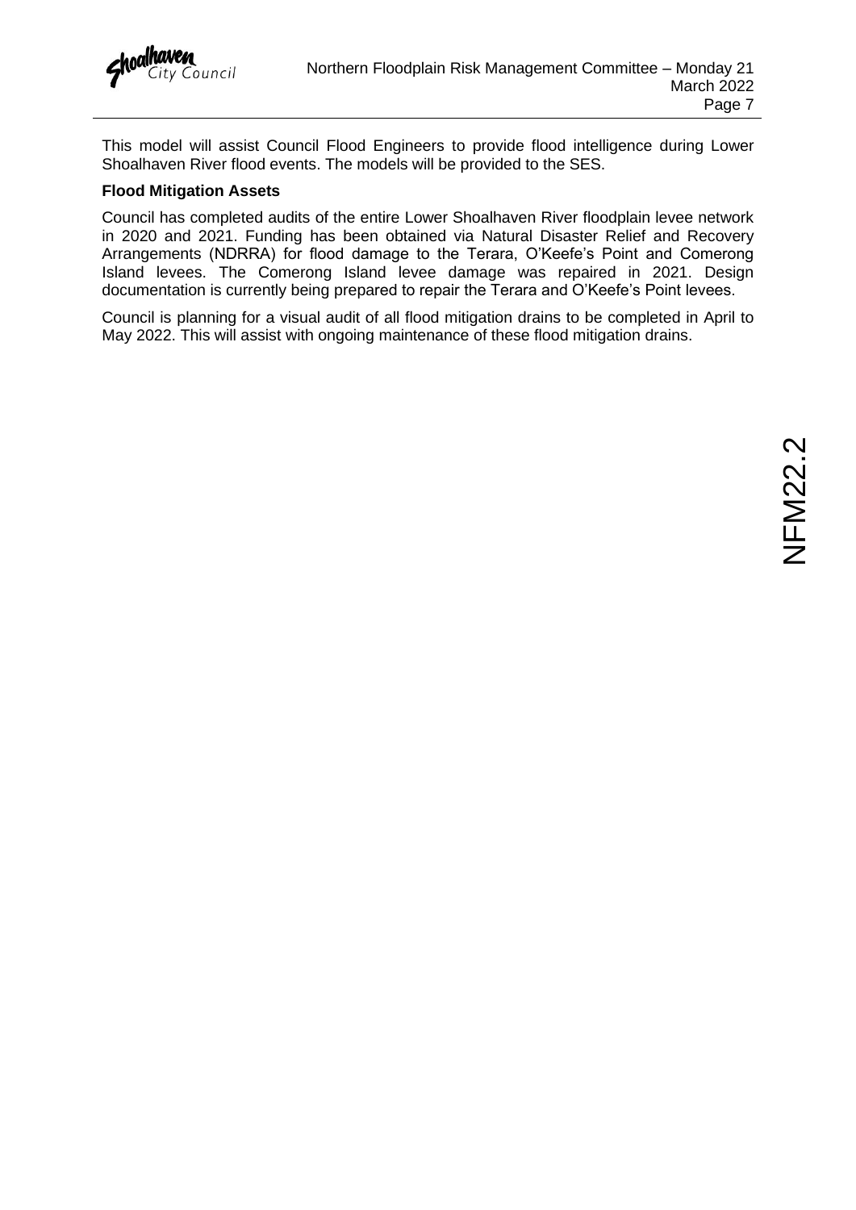This model will assist Council Flood Engineers to provide flood intelligence during Lower Shoalhaven River flood events. The models will be provided to the SES.

**Flood Mitigation Assets**

Council has completed audits of the entire Lower Shoalhaven River floodplain levee network in 2020 and 2021. Funding has been obtained via Natural Disaster Relief and Recovery Arrangements (NDRRA) for flood damage to the Terara, O'Keefe's Point and Comerong Island levees. The Comerong Island levee damage was repaired in 2021. Design documentation is currently being prepared to repair the Terara and O'Keefe's Point levees.

Council is planning for a visual audit of all flood mitigation drains to be completed in April to May 2022. This will assist with ongoing maintenance of these flood mitigation drains.